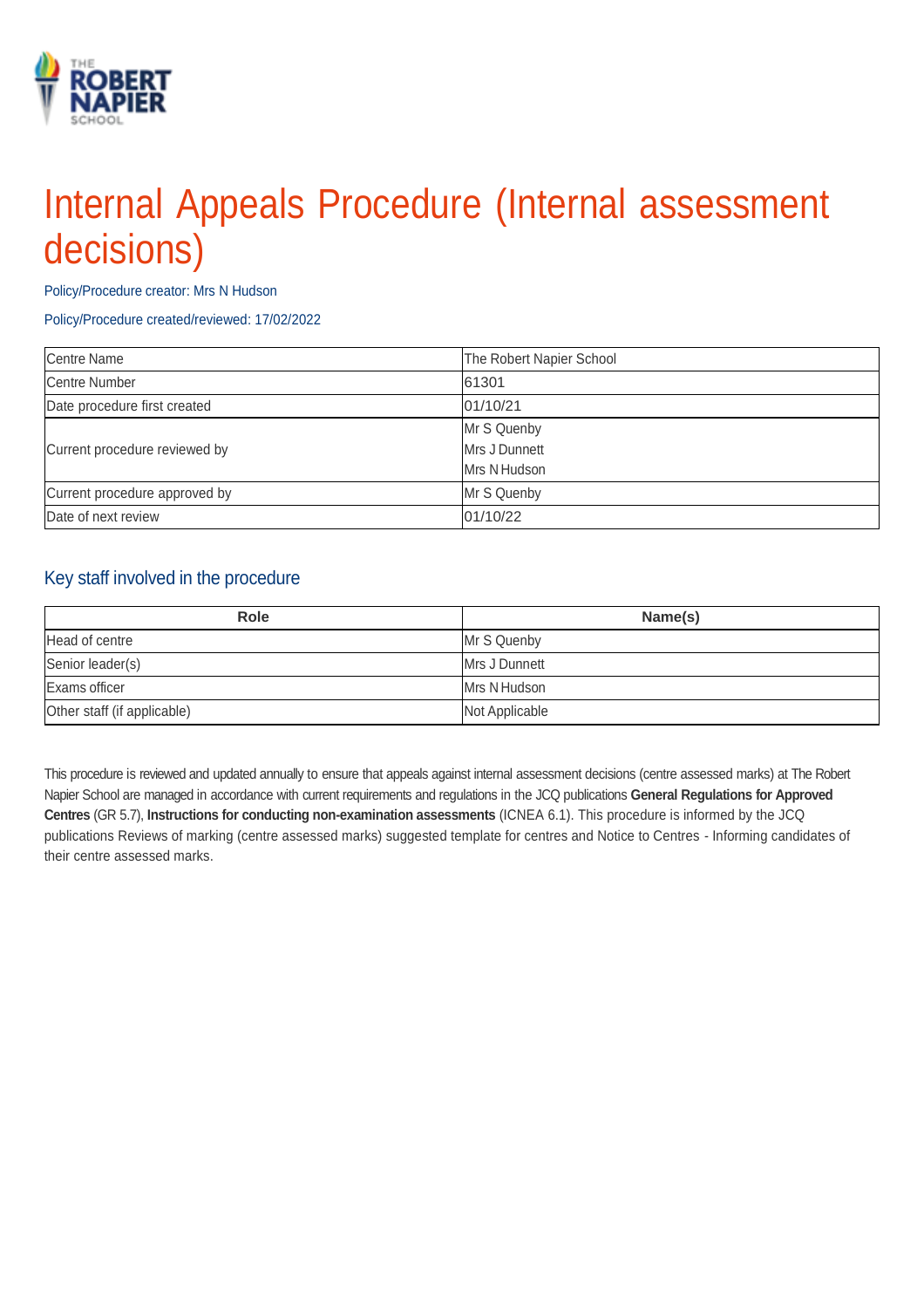# Internal Appeals Procedure (Internal assessment decisions)

Policy/Procedure creator: Mrs N Hudson

Policy/Procedure created/reviewed: 17/02/2022

| | |
|---|---|
| Centre Name | The Robert Napier School |
| Centre Number | 61301 |
| Date procedure first created | 01/10/21 |
| Current procedure reviewed by | Mr S Quenby<br>Mrs J Dunnett<br>Mrs N Hudson |
| Current procedure approved by | Mr S Quenby |
| Date of next review | 01/10/22 |

## Key staff involved in the procedure

| Role | Name(s) |
|---|---|
| Head of centre | Mr S Quenby |
| Senior leader(s) | Mrs J Dunnett |
| Exams officer | Mrs N Hudson |
| Other staff (if applicable) | Not Applicable |

This procedure is reviewed and updated annually to ensure that appeals against internal assessment decisions (centre assessed marks) at The Robert Napier School are managed in accordance with current requirements and regulations in the JCQ publications **General Regulations for Approved Centres** (GR 5.7), **Instructions for conducting non-examination assessments** (ICNEA 6.1). This procedure is informed by the JCQ publications Reviews of marking (centre assessed marks) suggested template for centres and Notice to Centres - Informing candidates of their centre assessed marks.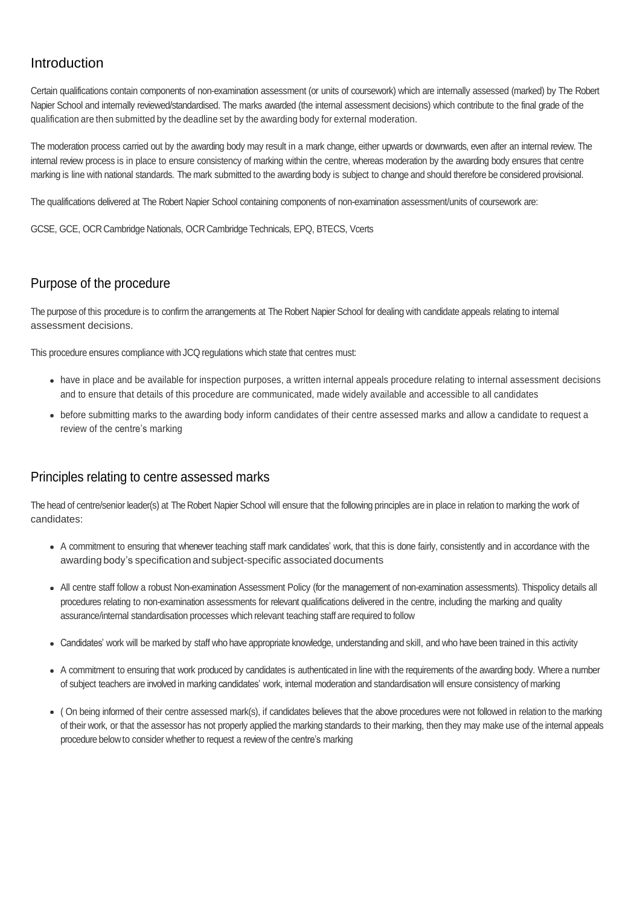## Introduction

Certain qualifications contain components of non-examination assessment (or units of coursework) which are internally assessed (marked) by The Robert Napier School and internally reviewed/standardised. The marks awarded (the internal assessment decisions) which contribute to the final grade of the qualification are then submitted by the deadline set by the awarding body for external moderation.

The moderation process carried out by the awarding body may result in a mark change, either upwards or downwards, even after an internal review. The internal review process is in place to ensure consistency of marking within the centre, whereas moderation by the awarding body ensures that centre marking is line with national standards. The mark submitted to the awarding body is subject to change and should therefore be considered provisional.

The qualifications delivered at The Robert Napier School containing components of non-examination assessment/units of coursework are:

GCSE, GCE, OCR Cambridge Nationals, OCR Cambridge Technicals, EPQ, BTECS, Vcerts

## Purpose of the procedure

The purpose of this procedure is to confirm the arrangements at The Robert Napier School for dealing with candidate appeals relating to internal assessment decisions.

This procedure ensures compliance with JCQ regulations which state that centres must:

- have in place and be available for inspection purposes, a written internal appeals procedure relating to internal assessment decisions and to ensure that details of this procedure are communicated, made widely available and accessible to all candidates
- before submitting marks to the awarding body inform candidates of their centre assessed marks and allow a candidate to request a review of the centre's marking

## Principles relating to centre assessed marks

The head of centre/senior leader(s) at The Robert Napier School will ensure that the following principles are in place in relation to marking the work of candidates:

- A commitment to ensuring that whenever teaching staff mark candidates' work, that this is done fairly, consistently and in accordance with the awarding body's specification and subject-specific associated documents
- All centre staff follow a robust Non-examination Assessment Policy (for the management of non-examination assessments). Thispolicy details all procedures relating to non-examination assessments for relevant qualifications delivered in the centre, including the marking and quality assurance/internal standardisation processes which relevant teaching staff are required to follow
- Candidates' work will be marked by staff who have appropriate knowledge, understanding and skill, and who have been trained in this activity
- A commitment to ensuring that work produced by candidates is authenticated in line with the requirements of the awarding body. Where a number of subject teachers are involved in marking candidates' work, internal moderation and standardisation will ensure consistency of marking
- ( On being informed of their centre assessed mark(s), if candidates believes that the above procedures were not followed in relation to the marking of their work, or that the assessor has not properly applied the marking standards to their marking, then they may make use of the internal appeals procedure below to consider whether to request a review of the centre's marking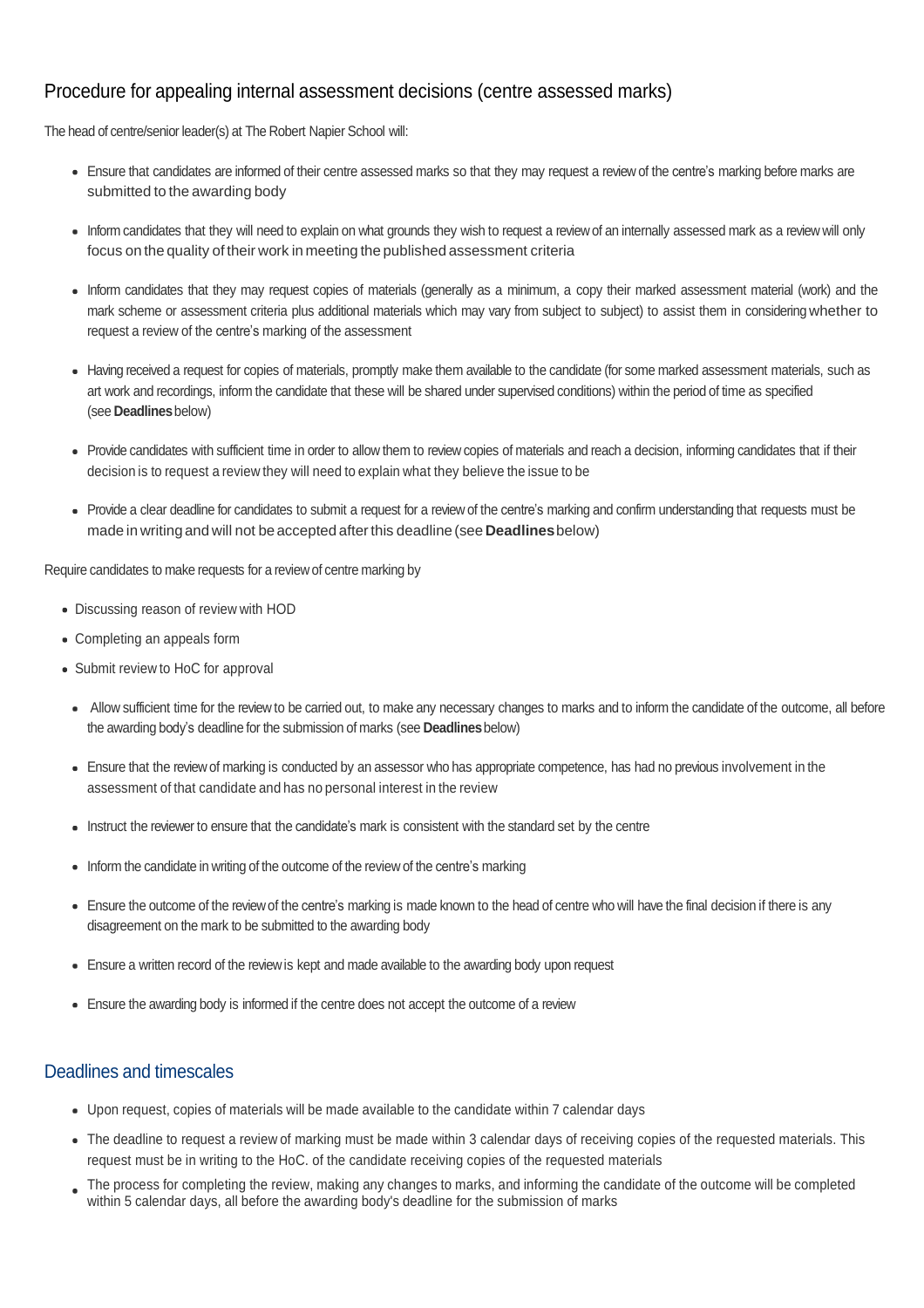## Procedure for appealing internal assessment decisions (centre assessed marks)

The head of centre/senior leader(s) at The Robert Napier School will:

- Ensure that candidates are informed of their centre assessed marks so that they may request a review of the centre's marking before marks are submitted to the awarding body
- Inform candidates that they will need to explain on what grounds they wish to request a review of an internally assessed mark as a review will only focus on the quality of their work in meeting the published assessment criteria
- Inform candidates that they may request copies of materials (generally as a minimum, a copy their marked assessment material (work) and the mark scheme or assessment criteria plus additional materials which may vary from subject to subject) to assist them in considering whether to request a review of the centre's marking of the assessment
- Having received a request for copies of materials, promptly make them available to the candidate (for some marked assessment materials, such as art work and recordings, inform the candidate that these will be shared under supervised conditions) within the period of time as specified (see **Deadlines** below)
- Provide candidates with sufficient time in order to allow them to review copies of materials and reach a decision, informing candidates that if their decision is to request a review they will need to explain what they believe the issue to be
- Provide a clear deadline for candidates to submit a request for a review of the centre's marking and confirm understanding that requests must be made in writing and will not be accepted after this deadline (see **Deadlines** below)

Require candidates to make requests for a review of centre marking by

- Discussing reason of review with HOD
- Completing an appeals form
- Submit review to HoC for approval

- Allow sufficient time for the review to be carried out, to make any necessary changes to marks and to inform the candidate of the outcome, all before the awarding body's deadline for the submission of marks (see **Deadlines** below)
- Ensure that the review of marking is conducted by an assessor who has appropriate competence, has had no previous involvement in the assessment of that candidate and has no personal interest in the review
- Instruct the reviewer to ensure that the candidate's mark is consistent with the standard set by the centre
- Inform the candidate in writing of the outcome of the review of the centre's marking
- Ensure the outcome of the review of the centre's marking is made known to the head of centre who will have the final decision if there is any disagreement on the mark to be submitted to the awarding body
- Ensure a written record of the review is kept and made available to the awarding body upon request
- Ensure the awarding body is informed if the centre does not accept the outcome of a review

## Deadlines and timescales

- Upon request, copies of materials will be made available to the candidate within 7 calendar days
- The deadline to request a review of marking must be made within 3 calendar days of receiving copies of the requested materials. This request must be in writing to the HoC. of the candidate receiving copies of the requested materials
- The process for completing the review, making any changes to marks, and informing the candidate of the outcome will be completed within 5 calendar days, all before the awarding body's deadline for the submission of marks